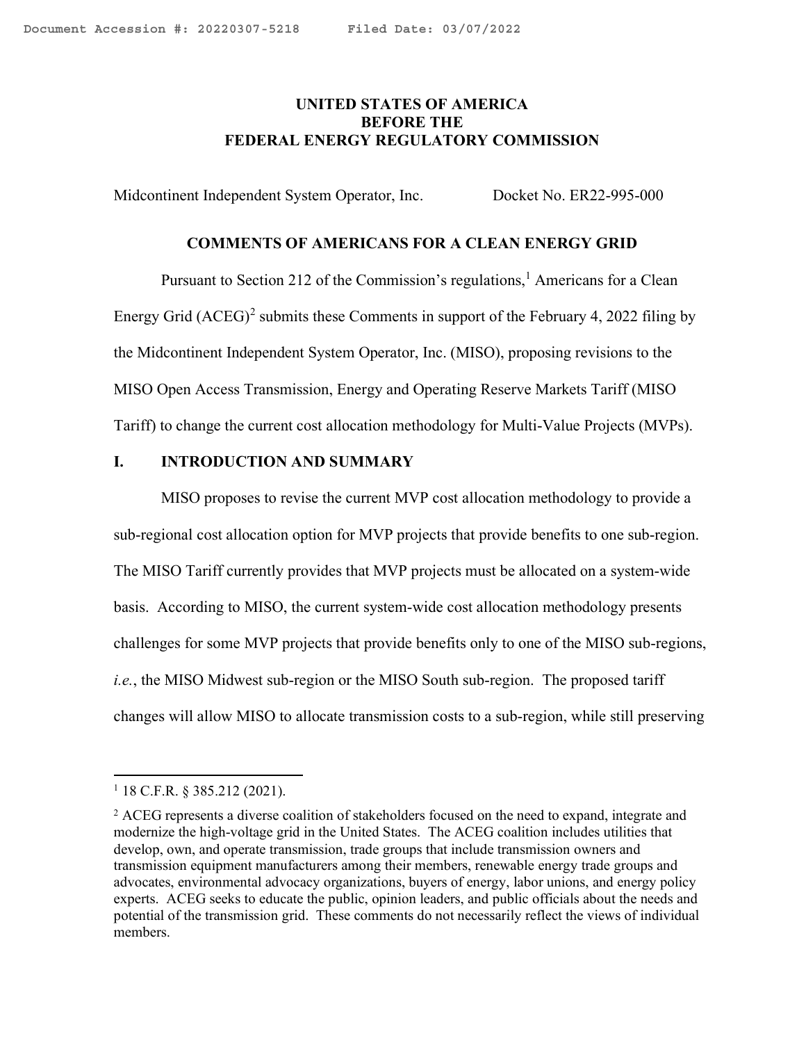**UNITED STATES OF AMERICA**
**BEFORE THE**
**FEDERAL ENERGY REGULATORY COMMISSION**

Midcontinent Independent System Operator, Inc. Docket No. ER22-995-000

**COMMENTS OF AMERICANS FOR A CLEAN ENERGY GRID**

Pursuant to Section 212 of the Commission's regulations,[1] Americans for a Clean Energy Grid (ACEG)[2] submits these Comments in support of the February 4, 2022 filing by the Midcontinent Independent System Operator, Inc. (MISO), proposing revisions to the MISO Open Access Transmission, Energy and Operating Reserve Markets Tariff (MISO Tariff) to change the current cost allocation methodology for Multi-Value Projects (MVPs).

## I. INTRODUCTION AND SUMMARY

MISO proposes to revise the current MVP cost allocation methodology to provide a sub-regional cost allocation option for MVP projects that provide benefits to one sub-region. The MISO Tariff currently provides that MVP projects must be allocated on a system-wide basis. According to MISO, the current system-wide cost allocation methodology presents challenges for some MVP projects that provide benefits only to one of the MISO sub-regions, *i.e.*, the MISO Midwest sub-region or the MISO South sub-region. The proposed tariff changes will allow MISO to allocate transmission costs to a sub-region, while still preserving

---

[1] 18 C.F.R. § 385.212 (2021).

[2] ACEG represents a diverse coalition of stakeholders focused on the need to expand, integrate and modernize the high-voltage grid in the United States. The ACEG coalition includes utilities that develop, own, and operate transmission, trade groups that include transmission owners and transmission equipment manufacturers among their members, renewable energy trade groups and advocates, environmental advocacy organizations, buyers of energy, labor unions, and energy policy experts. ACEG seeks to educate the public, opinion leaders, and public officials about the needs and potential of the transmission grid. These comments do not necessarily reflect the views of individual members.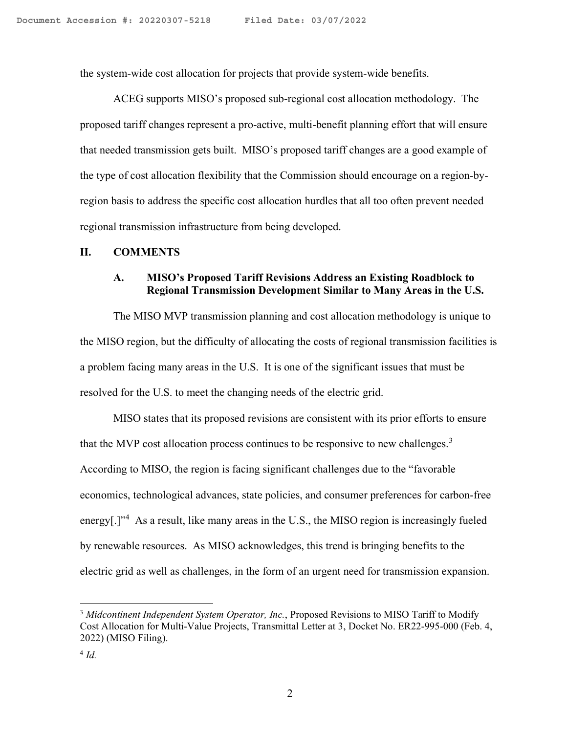the system-wide cost allocation for projects that provide system-wide benefits.

ACEG supports MISO's proposed sub-regional cost allocation methodology. The proposed tariff changes represent a pro-active, multi-benefit planning effort that will ensure that needed transmission gets built. MISO's proposed tariff changes are a good example of the type of cost allocation flexibility that the Commission should encourage on a region-by-region basis to address the specific cost allocation hurdles that all too often prevent needed regional transmission infrastructure from being developed.

## II. COMMENTS

### A. MISO's Proposed Tariff Revisions Address an Existing Roadblock to Regional Transmission Development Similar to Many Areas in the U.S.

The MISO MVP transmission planning and cost allocation methodology is unique to the MISO region, but the difficulty of allocating the costs of regional transmission facilities is a problem facing many areas in the U.S. It is one of the significant issues that must be resolved for the U.S. to meet the changing needs of the electric grid.

MISO states that its proposed revisions are consistent with its prior efforts to ensure that the MVP cost allocation process continues to be responsive to new challenges.[3] According to MISO, the region is facing significant challenges due to the "favorable economics, technological advances, state policies, and consumer preferences for carbon-free energy[.]"[4] As a result, like many areas in the U.S., the MISO region is increasingly fueled by renewable resources. As MISO acknowledges, this trend is bringing benefits to the electric grid as well as challenges, in the form of an urgent need for transmission expansion.

---

[3] *Midcontinent Independent System Operator, Inc.*, Proposed Revisions to MISO Tariff to Modify Cost Allocation for Multi-Value Projects, Transmittal Letter at 3, Docket No. ER22-995-000 (Feb. 4, 2022) (MISO Filing).

[4] *Id.*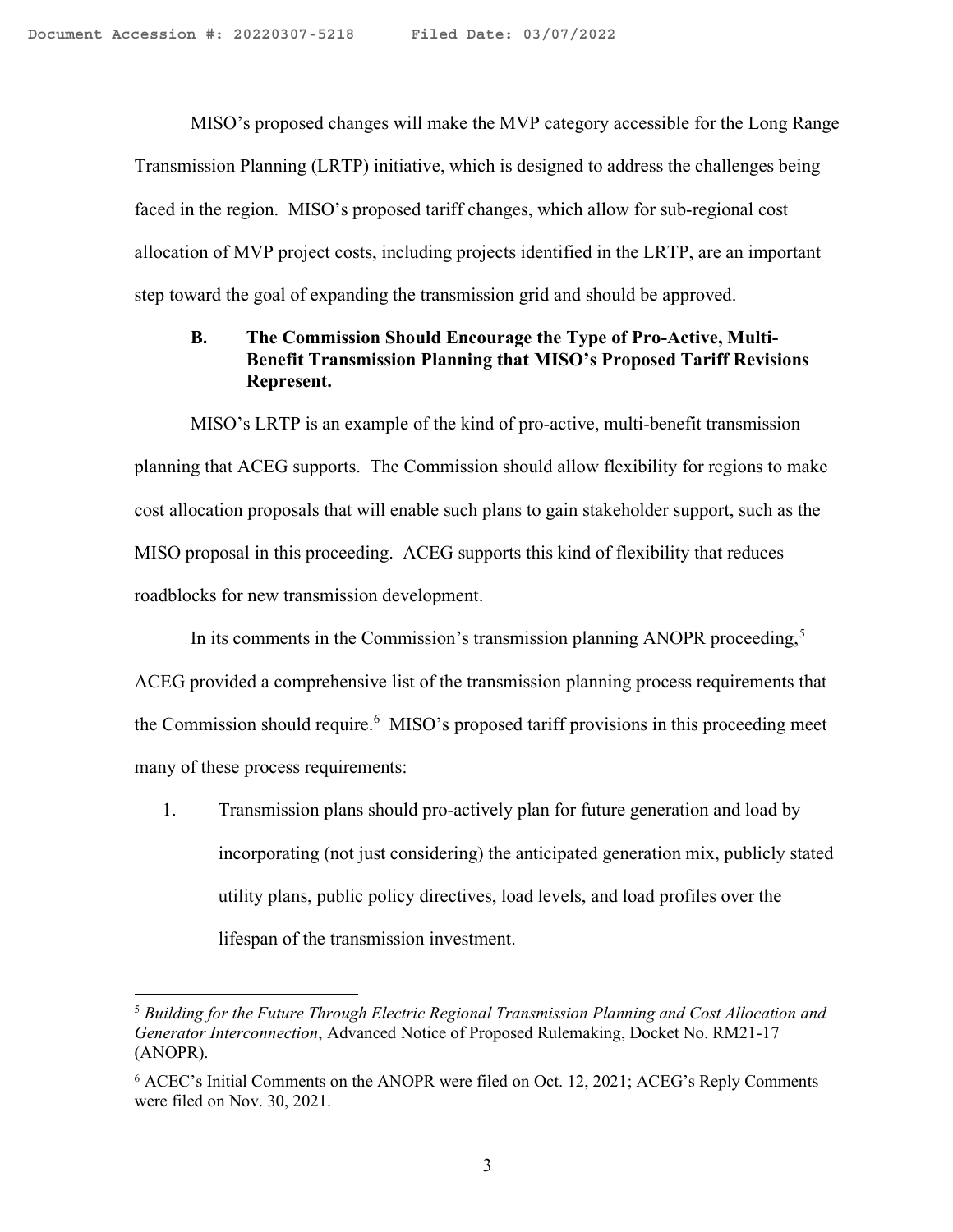MISO's proposed changes will make the MVP category accessible for the Long Range Transmission Planning (LRTP) initiative, which is designed to address the challenges being faced in the region. MISO's proposed tariff changes, which allow for sub-regional cost allocation of MVP project costs, including projects identified in the LRTP, are an important step toward the goal of expanding the transmission grid and should be approved.

### B. The Commission Should Encourage the Type of Pro-Active, Multi-Benefit Transmission Planning that MISO's Proposed Tariff Revisions Represent.

MISO's LRTP is an example of the kind of pro-active, multi-benefit transmission planning that ACEG supports. The Commission should allow flexibility for regions to make cost allocation proposals that will enable such plans to gain stakeholder support, such as the MISO proposal in this proceeding. ACEG supports this kind of flexibility that reduces roadblocks for new transmission development.

In its comments in the Commission's transmission planning ANOPR proceeding,[5] ACEG provided a comprehensive list of the transmission planning process requirements that the Commission should require.[6] MISO's proposed tariff provisions in this proceeding meet many of these process requirements:

1. Transmission plans should pro-actively plan for future generation and load by incorporating (not just considering) the anticipated generation mix, publicly stated utility plans, public policy directives, load levels, and load profiles over the lifespan of the transmission investment.

---

[5] *Building for the Future Through Electric Regional Transmission Planning and Cost Allocation and Generator Interconnection*, Advanced Notice of Proposed Rulemaking, Docket No. RM21-17 (ANOPR).

[6] ACEC's Initial Comments on the ANOPR were filed on Oct. 12, 2021; ACEG's Reply Comments were filed on Nov. 30, 2021.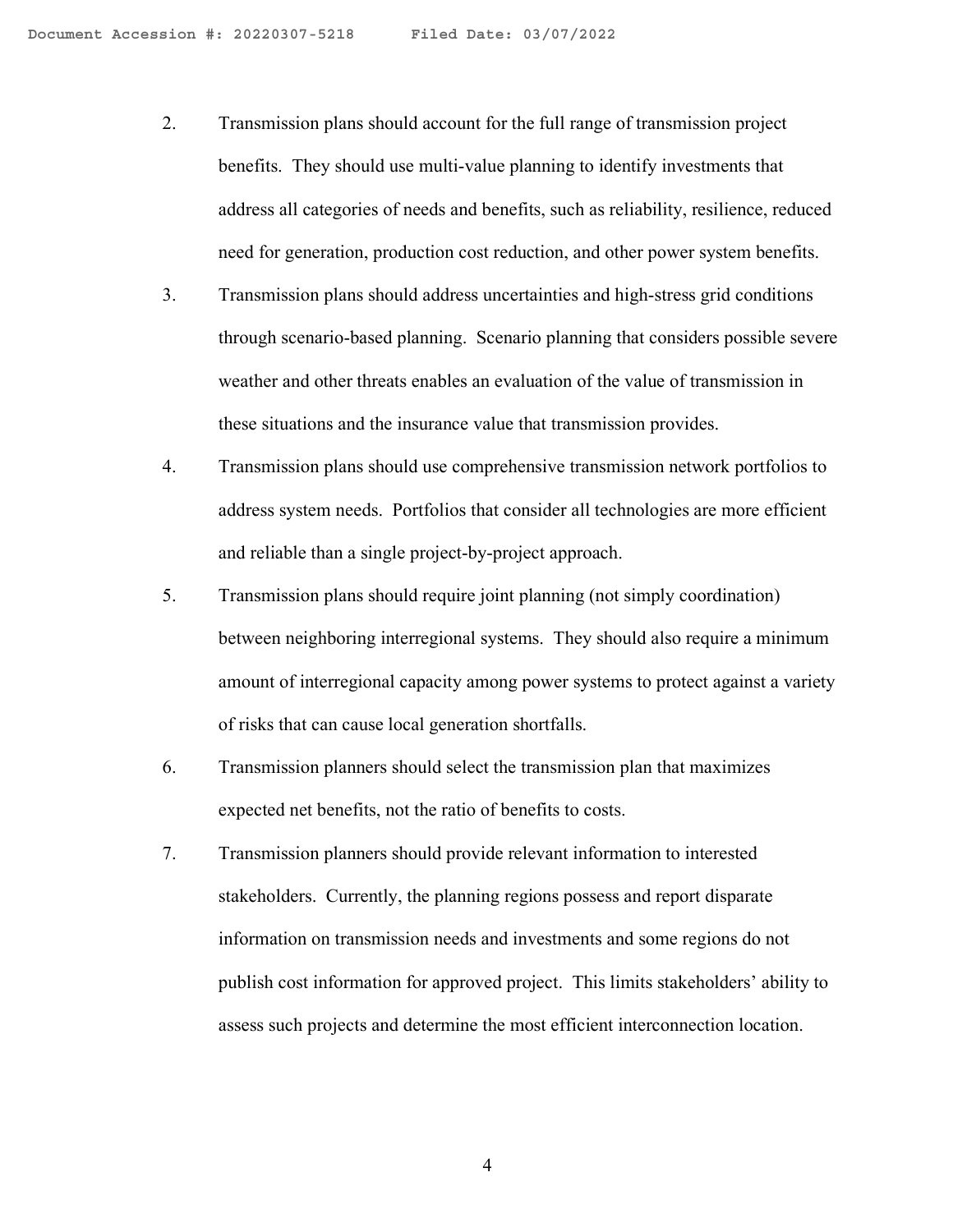2. Transmission plans should account for the full range of transmission project benefits. They should use multi-value planning to identify investments that address all categories of needs and benefits, such as reliability, resilience, reduced need for generation, production cost reduction, and other power system benefits.

3. Transmission plans should address uncertainties and high-stress grid conditions through scenario-based planning. Scenario planning that considers possible severe weather and other threats enables an evaluation of the value of transmission in these situations and the insurance value that transmission provides.

4. Transmission plans should use comprehensive transmission network portfolios to address system needs. Portfolios that consider all technologies are more efficient and reliable than a single project-by-project approach.

5. Transmission plans should require joint planning (not simply coordination) between neighboring interregional systems. They should also require a minimum amount of interregional capacity among power systems to protect against a variety of risks that can cause local generation shortfalls.

6. Transmission planners should select the transmission plan that maximizes expected net benefits, not the ratio of benefits to costs.

7. Transmission planners should provide relevant information to interested stakeholders. Currently, the planning regions possess and report disparate information on transmission needs and investments and some regions do not publish cost information for approved project. This limits stakeholders' ability to assess such projects and determine the most efficient interconnection location.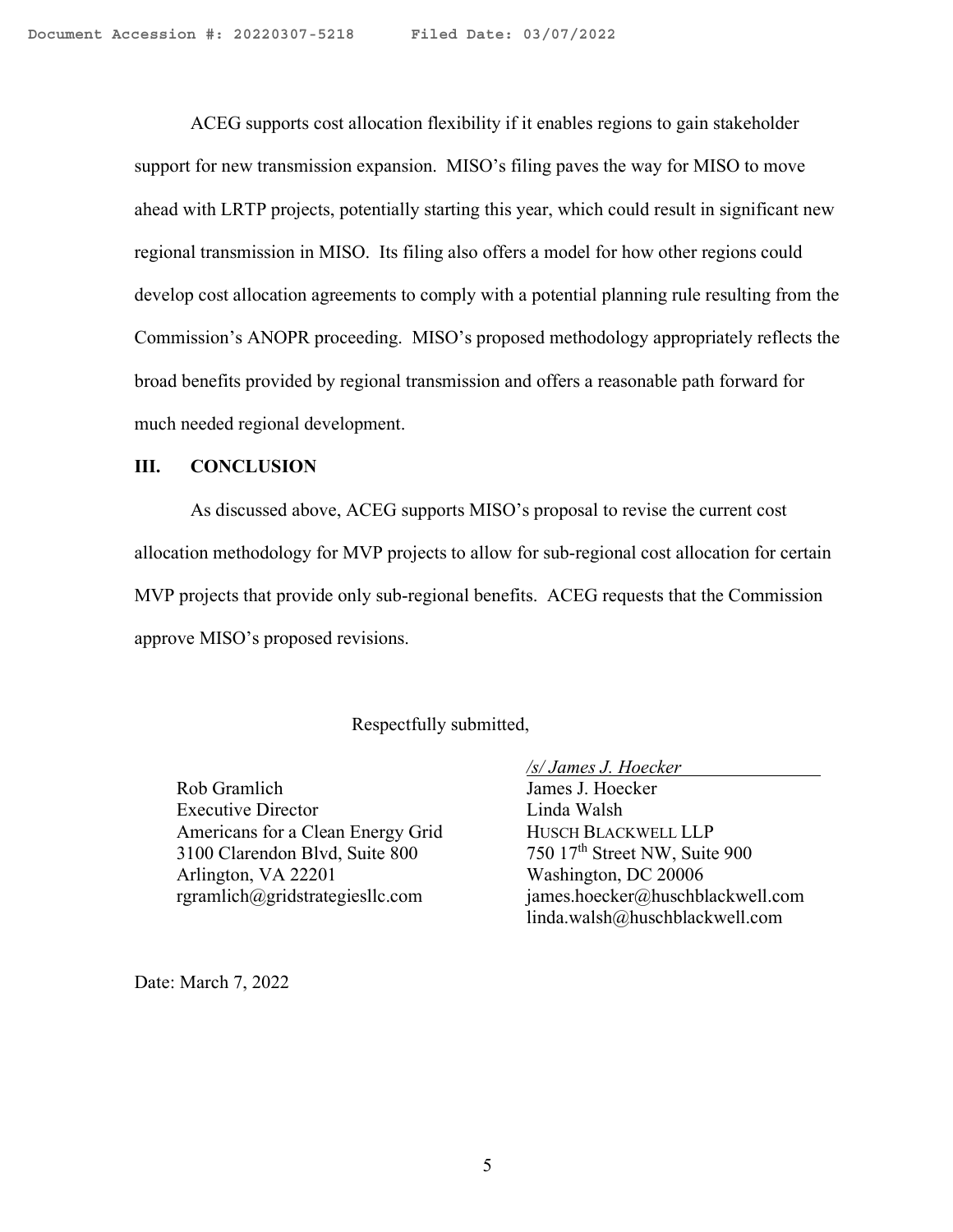ACEG supports cost allocation flexibility if it enables regions to gain stakeholder support for new transmission expansion. MISO's filing paves the way for MISO to move ahead with LRTP projects, potentially starting this year, which could result in significant new regional transmission in MISO. Its filing also offers a model for how other regions could develop cost allocation agreements to comply with a potential planning rule resulting from the Commission's ANOPR proceeding. MISO's proposed methodology appropriately reflects the broad benefits provided by regional transmission and offers a reasonable path forward for much needed regional development.

## III. CONCLUSION

As discussed above, ACEG supports MISO's proposal to revise the current cost allocation methodology for MVP projects to allow for sub-regional cost allocation for certain MVP projects that provide only sub-regional benefits. ACEG requests that the Commission approve MISO's proposed revisions.

Respectfully submitted,

*/s/ James J. Hoecker*

Rob Gramlich
Executive Director
Americans for a Clean Energy Grid
3100 Clarendon Blvd, Suite 800
Arlington, VA 22201
rgramlich@gridstrategiesllc.com

James J. Hoecker
Linda Walsh
HUSCH BLACKWELL LLP
750 17th Street NW, Suite 900
Washington, DC 20006
james.hoecker@huschblackwell.com
linda.walsh@huschblackwell.com

Date: March 7, 2022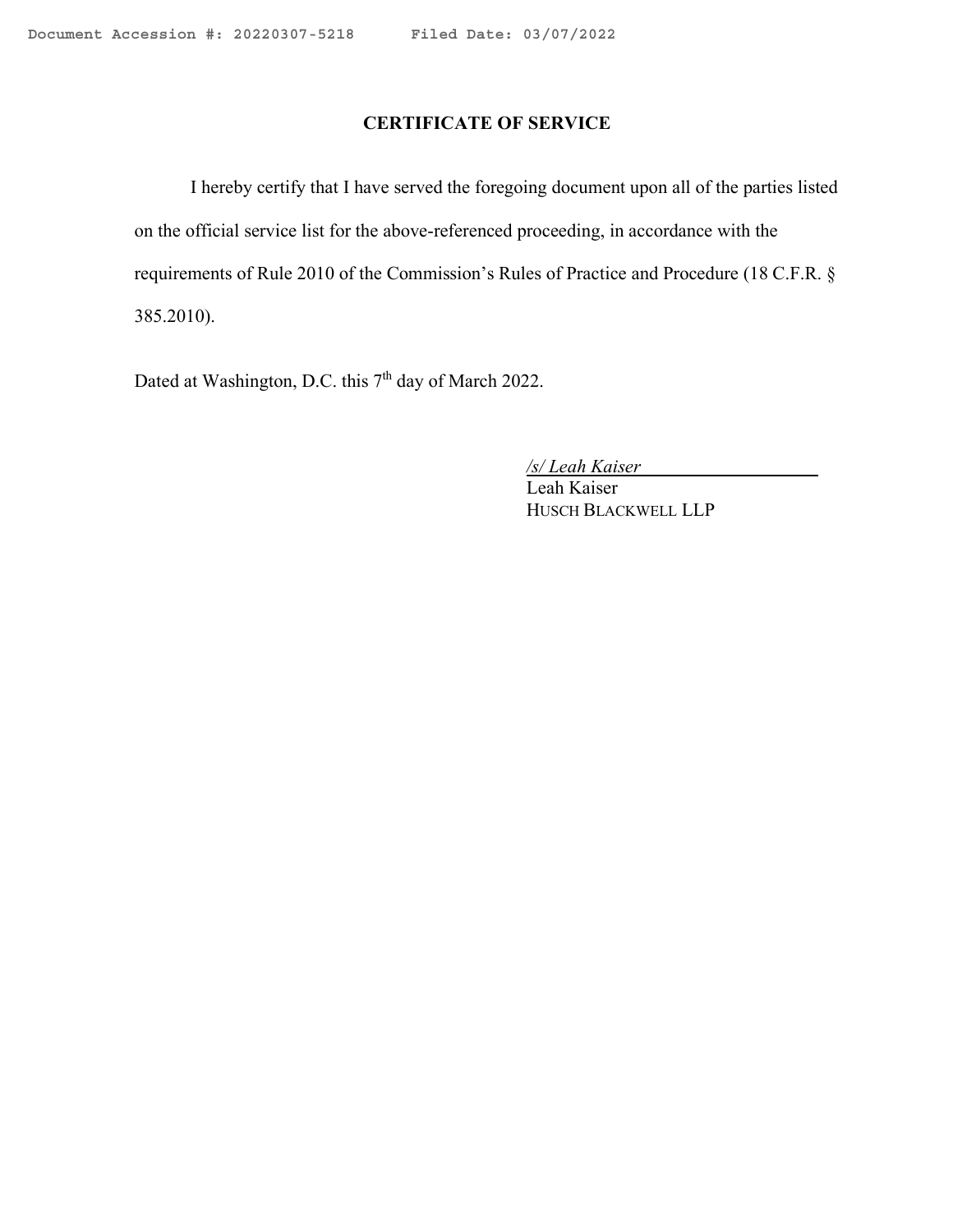# CERTIFICATE OF SERVICE

I hereby certify that I have served the foregoing document upon all of the parties listed on the official service list for the above-referenced proceeding, in accordance with the requirements of Rule 2010 of the Commission's Rules of Practice and Procedure (18 C.F.R. § 385.2010).

Dated at Washington, D.C. this 7th day of March 2022.

*/s/ Leah Kaiser*
Leah Kaiser
HUSCH BLACKWELL LLP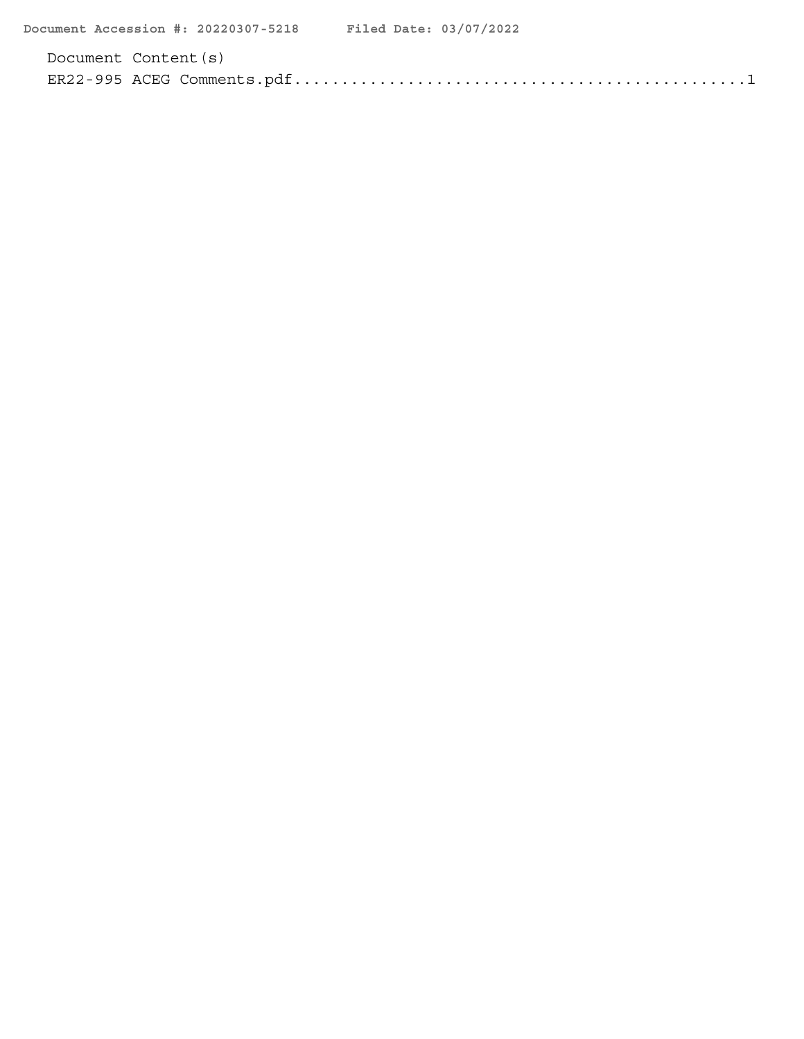Document Accession #: 20220307-5218 Filed Date: 03/07/2022

Document Content(s)

ER22-995 ACEG Comments.pdf...............................................1